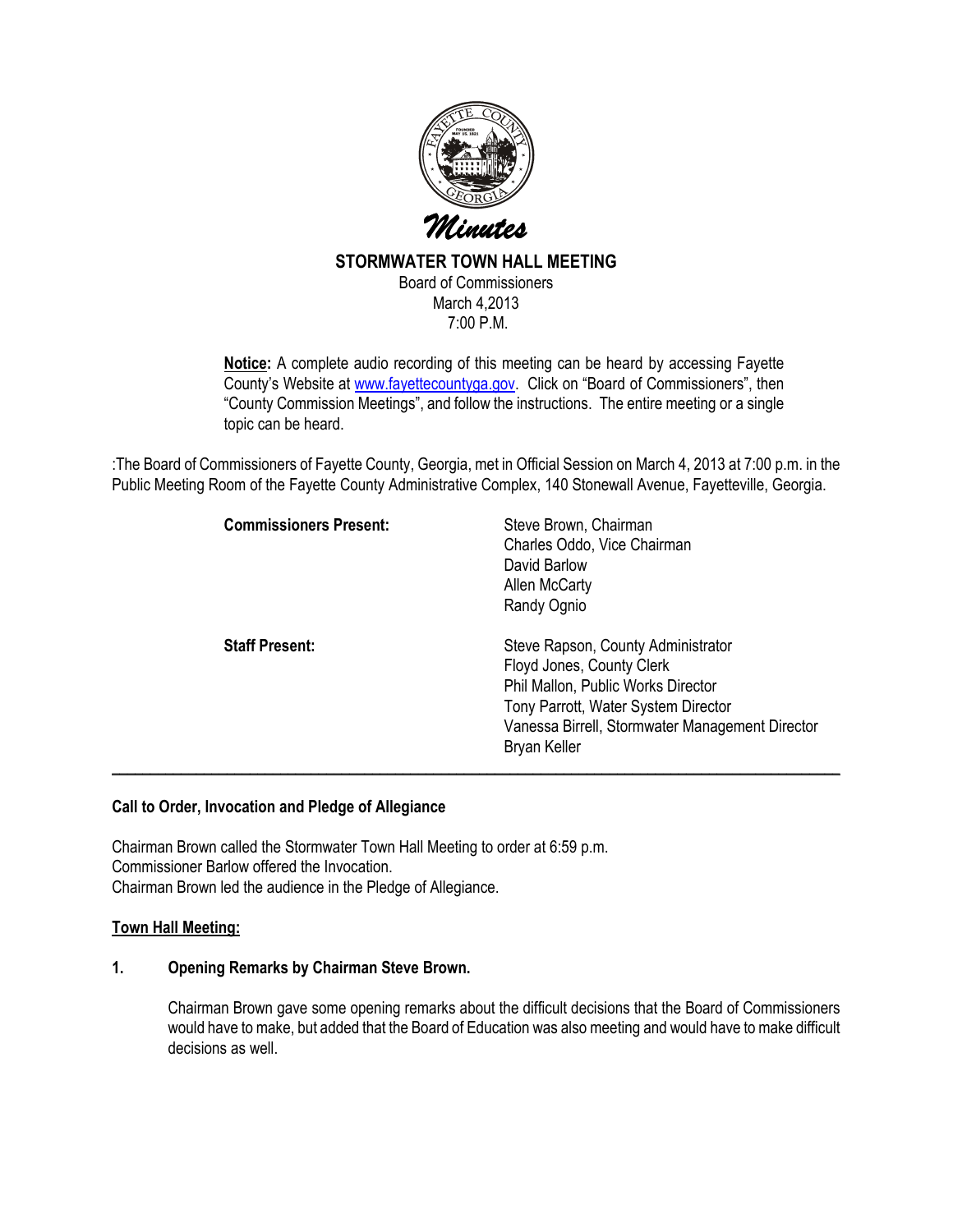# *Minutes*

## STORMWATER TOWN HALL MEETING

Board of Commissioners
March 4,2013
7:00 P.M.

**Notice:** A complete audio recording of this meeting can be heard by accessing Fayette County's Website at www.fayettecountyga.gov. Click on "Board of Commissioners", then "County Commission Meetings", and follow the instructions. The entire meeting or a single topic can be heard.

:The Board of Commissioners of Fayette County, Georgia, met in Official Session on March 4, 2013 at 7:00 p.m. in the Public Meeting Room of the Fayette County Administrative Complex, 140 Stonewall Avenue, Fayetteville, Georgia.

**Commissioners Present:**
Steve Brown, Chairman
Charles Oddo, Vice Chairman
David Barlow
Allen McCarty
Randy Ognio

**Staff Present:**
Steve Rapson, County Administrator
Floyd Jones, County Clerk
Phil Mallon, Public Works Director
Tony Parrott, Water System Director
Vanessa Birrell, Stormwater Management Director
Bryan Keller

---

### Call to Order, Invocation and Pledge of Allegiance

Chairman Brown called the Stormwater Town Hall Meeting to order at 6:59 p.m.
Commissioner Barlow offered the Invocation.
Chairman Brown led the audience in the Pledge of Allegiance.

### Town Hall Meeting:

**1. Opening Remarks by Chairman Steve Brown.**

Chairman Brown gave some opening remarks about the difficult decisions that the Board of Commissioners would have to make, but added that the Board of Education was also meeting and would have to make difficult decisions as well.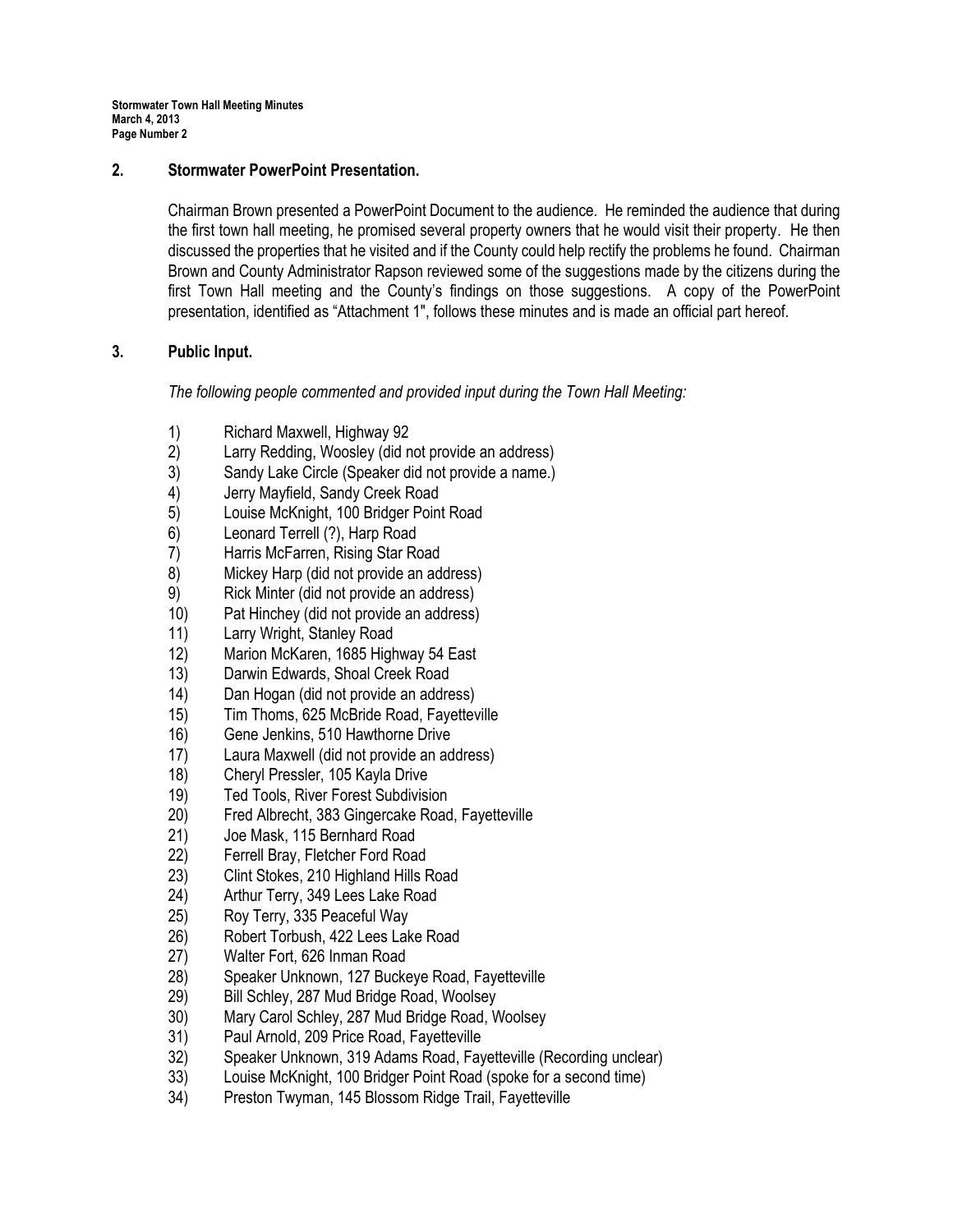## 2. Stormwater PowerPoint Presentation.

Chairman Brown presented a PowerPoint Document to the audience. He reminded the audience that during the first town hall meeting, he promised several property owners that he would visit their property. He then discussed the properties that he visited and if the County could help rectify the problems he found. Chairman Brown and County Administrator Rapson reviewed some of the suggestions made by the citizens during the first Town Hall meeting and the County's findings on those suggestions. A copy of the PowerPoint presentation, identified as "Attachment 1", follows these minutes and is made an official part hereof.

## 3. Public Input.

*The following people commented and provided input during the Town Hall Meeting:*

1) Richard Maxwell, Highway 92
2) Larry Redding, Woosley (did not provide an address)
3) Sandy Lake Circle (Speaker did not provide a name.)
4) Jerry Mayfield, Sandy Creek Road
5) Louise McKnight, 100 Bridger Point Road
6) Leonard Terrell (?), Harp Road
7) Harris McFarren, Rising Star Road
8) Mickey Harp (did not provide an address)
9) Rick Minter (did not provide an address)
10) Pat Hinchey (did not provide an address)
11) Larry Wright, Stanley Road
12) Marion McKaren, 1685 Highway 54 East
13) Darwin Edwards, Shoal Creek Road
14) Dan Hogan (did not provide an address)
15) Tim Thoms, 625 McBride Road, Fayetteville
16) Gene Jenkins, 510 Hawthorne Drive
17) Laura Maxwell (did not provide an address)
18) Cheryl Pressler, 105 Kayla Drive
19) Ted Tools, River Forest Subdivision
20) Fred Albrecht, 383 Gingercake Road, Fayetteville
21) Joe Mask, 115 Bernhard Road
22) Ferrell Bray, Fletcher Ford Road
23) Clint Stokes, 210 Highland Hills Road
24) Arthur Terry, 349 Lees Lake Road
25) Roy Terry, 335 Peaceful Way
26) Robert Torbush, 422 Lees Lake Road
27) Walter Fort, 626 Inman Road
28) Speaker Unknown, 127 Buckeye Road, Fayetteville
29) Bill Schley, 287 Mud Bridge Road, Woolsey
30) Mary Carol Schley, 287 Mud Bridge Road, Woolsey
31) Paul Arnold, 209 Price Road, Fayetteville
32) Speaker Unknown, 319 Adams Road, Fayetteville (Recording unclear)
33) Louise McKnight, 100 Bridger Point Road (spoke for a second time)
34) Preston Twyman, 145 Blossom Ridge Trail, Fayetteville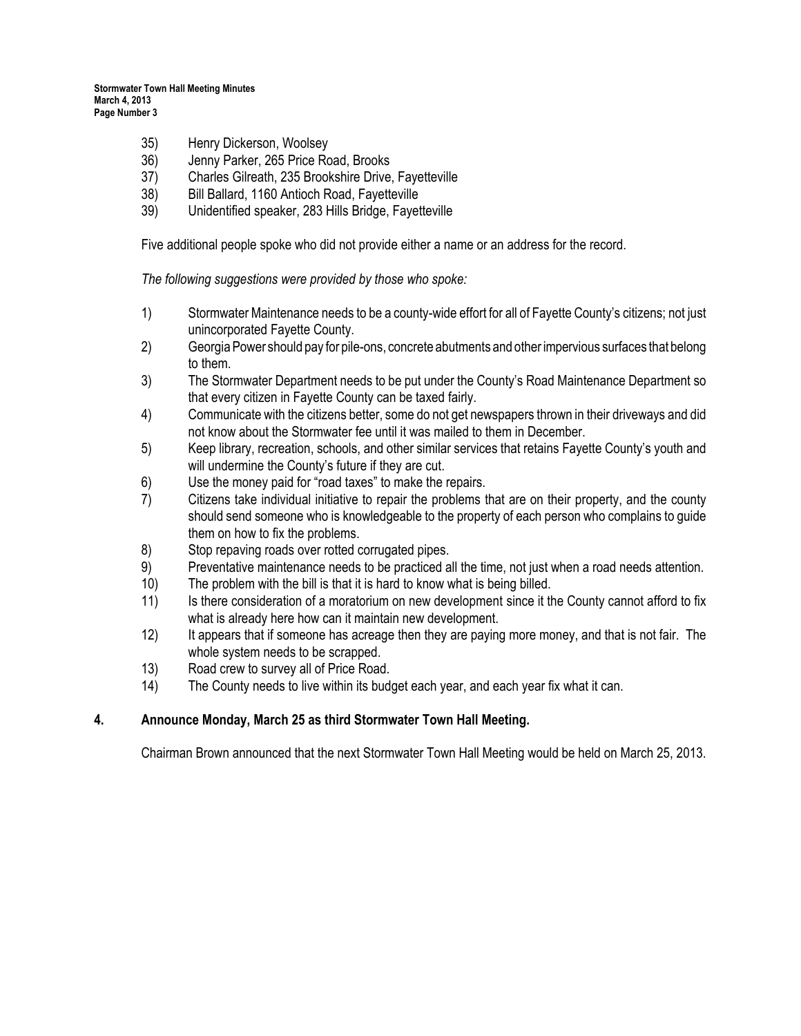35) Henry Dickerson, Woolsey
36) Jenny Parker, 265 Price Road, Brooks
37) Charles Gilreath, 235 Brookshire Drive, Fayetteville
38) Bill Ballard, 1160 Antioch Road, Fayetteville
39) Unidentified speaker, 283 Hills Bridge, Fayetteville

Five additional people spoke who did not provide either a name or an address for the record.

*The following suggestions were provided by those who spoke:*

1) Stormwater Maintenance needs to be a county-wide effort for all of Fayette County's citizens; not just unincorporated Fayette County.
2) Georgia Power should pay for pile-ons, concrete abutments and other impervious surfaces that belong to them.
3) The Stormwater Department needs to be put under the County's Road Maintenance Department so that every citizen in Fayette County can be taxed fairly.
4) Communicate with the citizens better, some do not get newspapers thrown in their driveways and did not know about the Stormwater fee until it was mailed to them in December.
5) Keep library, recreation, schools, and other similar services that retains Fayette County's youth and will undermine the County's future if they are cut.
6) Use the money paid for "road taxes" to make the repairs.
7) Citizens take individual initiative to repair the problems that are on their property, and the county should send someone who is knowledgeable to the property of each person who complains to guide them on how to fix the problems.
8) Stop repaving roads over rotted corrugated pipes.
9) Preventative maintenance needs to be practiced all the time, not just when a road needs attention.
10) The problem with the bill is that it is hard to know what is being billed.
11) Is there consideration of a moratorium on new development since it the County cannot afford to fix what is already here how can it maintain new development.
12) It appears that if someone has acreage then they are paying more money, and that is not fair. The whole system needs to be scrapped.
13) Road crew to survey all of Price Road.
14) The County needs to live within its budget each year, and each year fix what it can.

## 4. Announce Monday, March 25 as third Stormwater Town Hall Meeting.

Chairman Brown announced that the next Stormwater Town Hall Meeting would be held on March 25, 2013.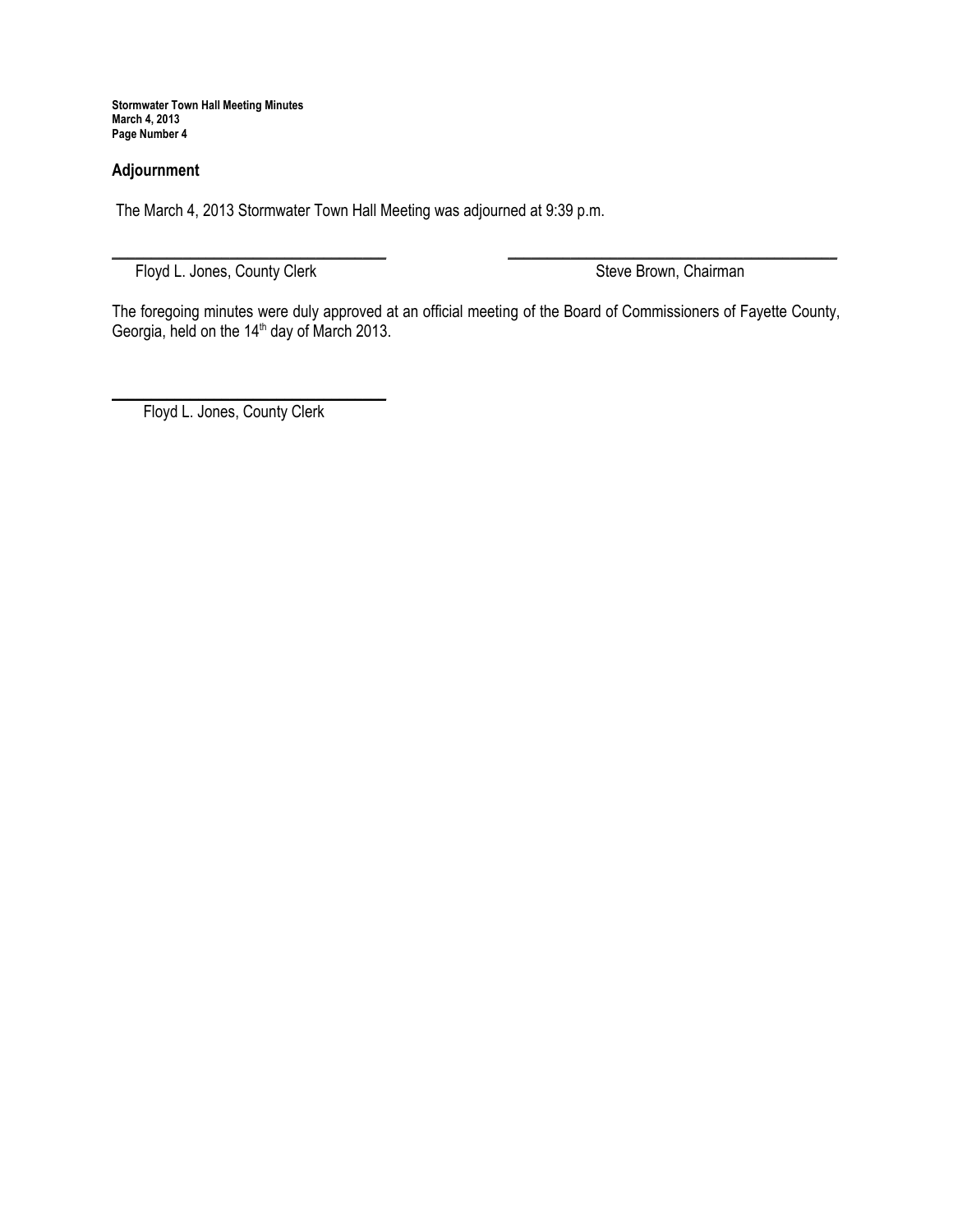## Adjournment

The March 4, 2013 Stormwater Town Hall Meeting was adjourned at 9:39 p.m.

\_\_\_\_\_\_\_\_\_\_\_\_\_\_\_\_\_\_\_\_\_\_\_\_\_\_\_\_\_\_\_\_\_\_\_\_ \_\_\_\_\_\_\_\_\_\_\_\_\_\_\_\_\_\_\_\_\_\_\_\_\_\_\_\_\_\_\_\_\_\_\_\_\_\_\_\_\_\_\_

Floyd L. Jones, County Clerk Steve Brown, Chairman

The foregoing minutes were duly approved at an official meeting of the Board of Commissioners of Fayette County, Georgia, held on the 14th day of March 2013.

\_\_\_\_\_\_\_\_\_\_\_\_\_\_\_\_\_\_\_\_\_\_\_\_\_\_\_\_\_\_\_\_\_\_\_\_

Floyd L. Jones, County Clerk